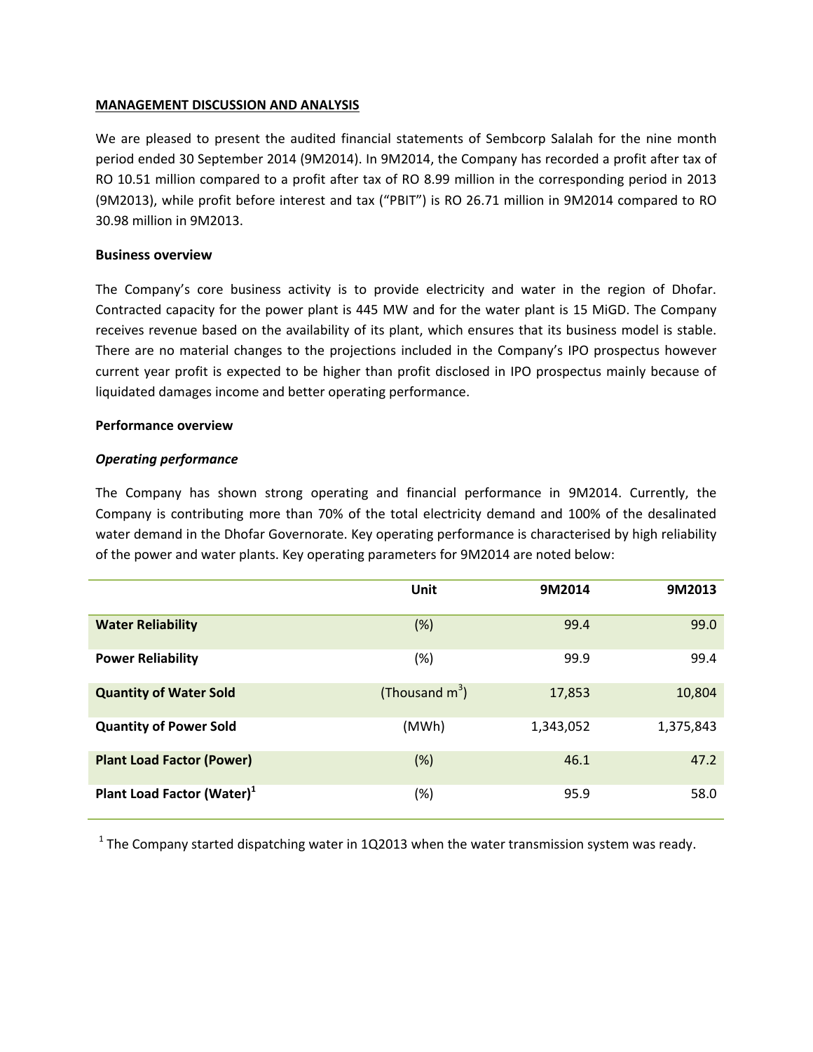## MANAGEMENT DISCUSSION AND ANALYSIS

We are pleased to present the audited financial statements of Sembcorp Salalah for the nine month period ended 30 September 2014 (9M2014). In 9M2014, the Company has recorded a profit after tax of RO 10.51 million compared to a profit after tax of RO 8.99 million in the corresponding period in 2013 (9M2013), while profit before interest and tax ("PBIT") is RO 26.71 million in 9M2014 compared to RO 30.98 million in 9M2013.

### Business overview

The Company's core business activity is to provide electricity and water in the region of Dhofar. Contracted capacity for the power plant is 445 MW and for the water plant is 15 MiGD. The Company receives revenue based on the availability of its plant, which ensures that its business model is stable. There are no material changes to the projections included in the Company's IPO prospectus however current year profit is expected to be higher than profit disclosed in IPO prospectus mainly because of liquidated damages income and better operating performance.

### Performance overview

#### *Operating performance*

The Company has shown strong operating and financial performance in 9M2014. Currently, the Company is contributing more than 70% of the total electricity demand and 100% of the desalinated water demand in the Dhofar Governorate. Key operating performance is characterised by high reliability of the power and water plants. Key operating parameters for 9M2014 are noted below:

| | Unit | 9M2014 | 9M2013 |
|---|---|---|---|
| **Water Reliability** | (%) | 99.4 | 99.0 |
| **Power Reliability** | (%) | 99.9 | 99.4 |
| **Quantity of Water Sold** | (Thousand $m^3$) | 17,853 | 10,804 |
| **Quantity of Power Sold** | (MWh) | 1,343,052 | 1,375,843 |
| **Plant Load Factor (Power)** | (%) | 46.1 | 47.2 |
| **Plant Load Factor (Water)**[1] | (%) | 95.9 | 58.0 |

[1] The Company started dispatching water in 1Q2013 when the water transmission system was ready.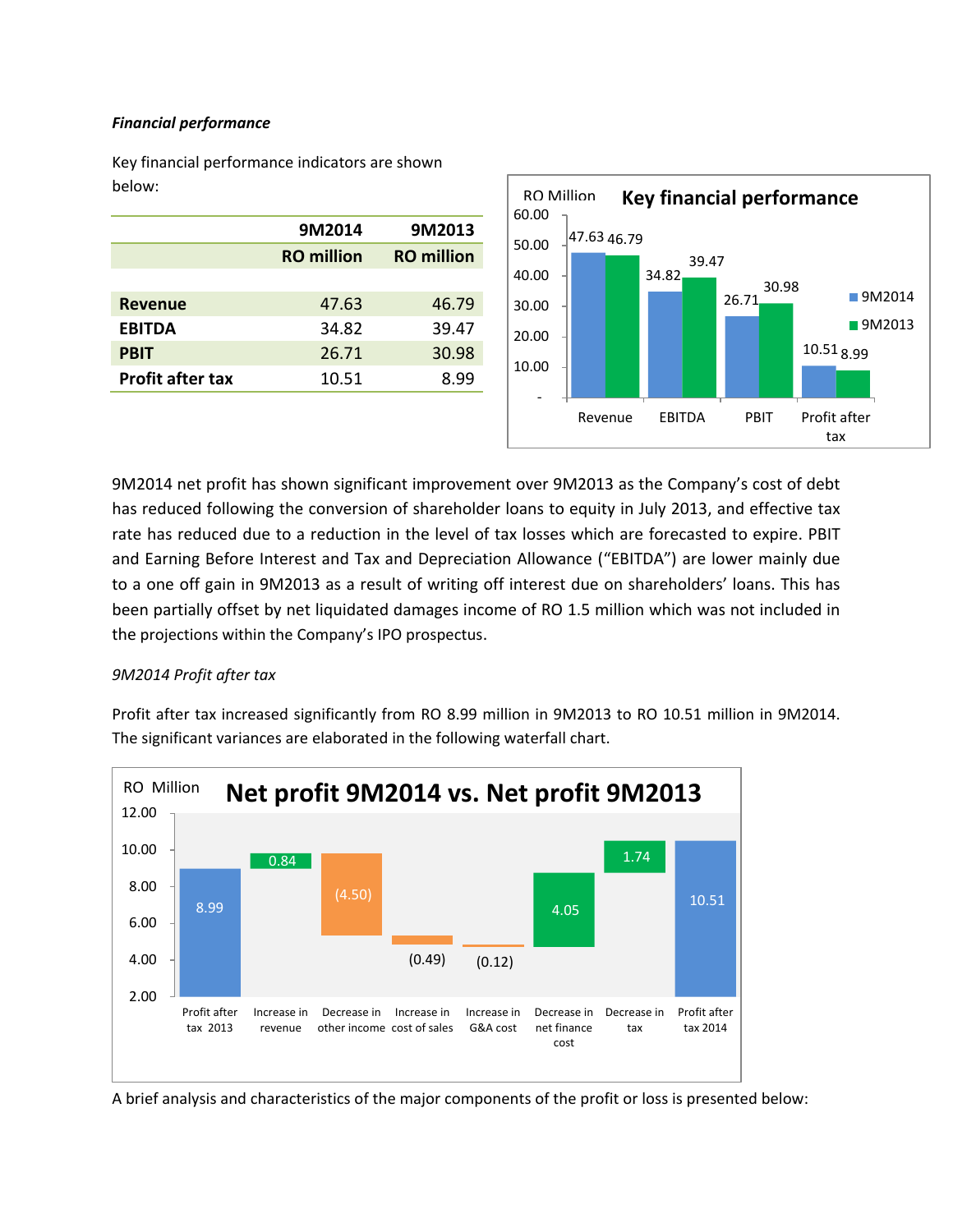***Financial performance***

Key financial performance indicators are shown below:

| | 9M2014 | 9M2013 |
|---|---|---|
| | RO million | RO million |
| **Revenue** | 47.63 | 46.79 |
| **EBITDA** | 34.82 | 39.47 |
| **PBIT** | 26.71 | 30.98 |
| **Profit after tax** | 10.51 | 8.99 |

9M2014 net profit has shown significant improvement over 9M2013 as the Company's cost of debt has reduced following the conversion of shareholder loans to equity in July 2013, and effective tax rate has reduced due to a reduction in the level of tax losses which are forecasted to expire. PBIT and Earning Before Interest and Tax and Depreciation Allowance ("EBITDA") are lower mainly due to a one off gain in 9M2013 as a result of writing off interest due on shareholders' loans. This has been partially offset by net liquidated damages income of RO 1.5 million which was not included in the projections within the Company's IPO prospectus.

*9M2014 Profit after tax*

Profit after tax increased significantly from RO 8.99 million in 9M2013 to RO 10.51 million in 9M2014. The significant variances are elaborated in the following waterfall chart.

A brief analysis and characteristics of the major components of the profit or loss is presented below: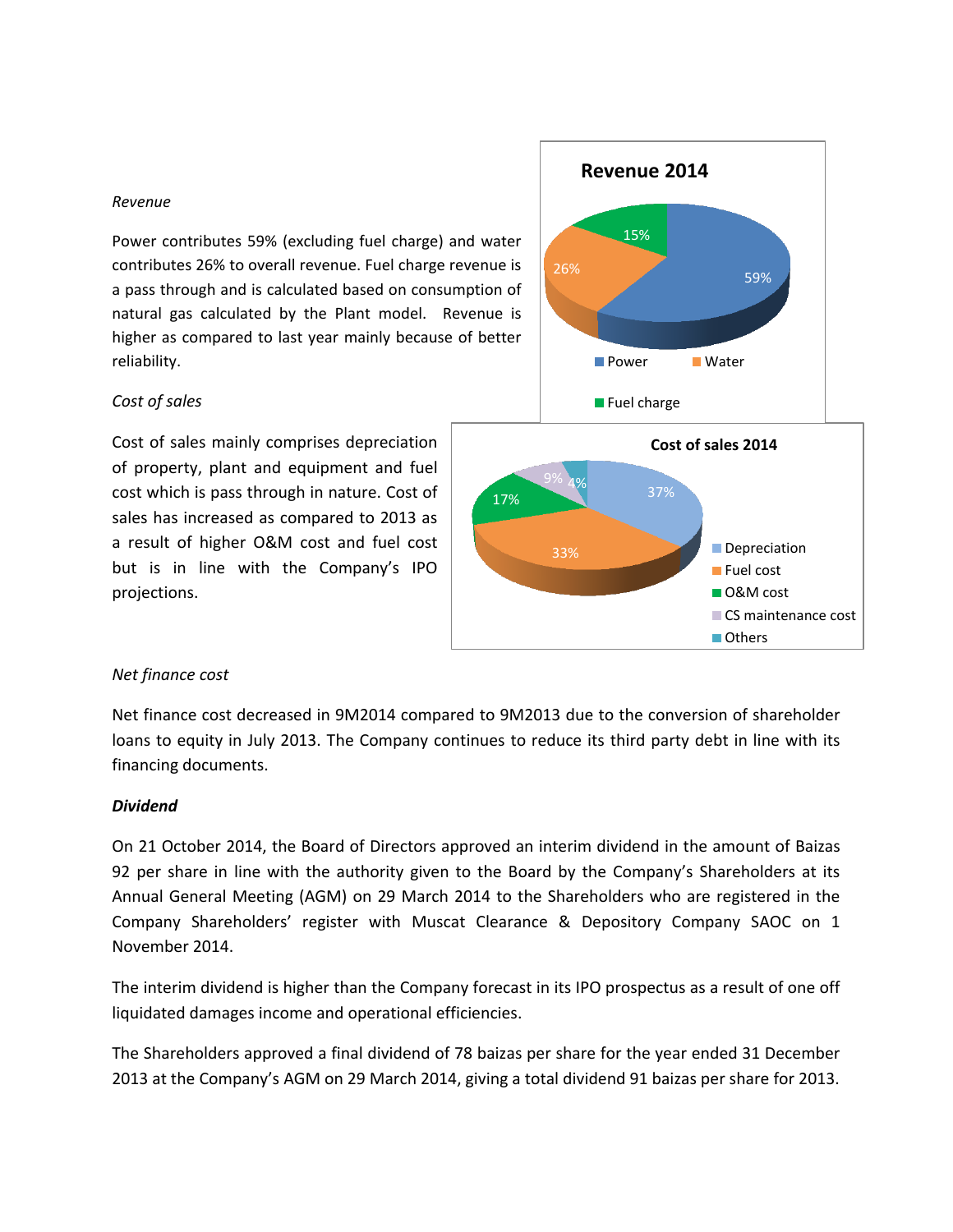*Revenue*

Power contributes 59% (excluding fuel charge) and water contributes 26% to overall revenue. Fuel charge revenue is a pass through and is calculated based on consumption of natural gas calculated by the Plant model. Revenue is higher as compared to last year mainly because of better reliability.

**Revenue 2014**

| Item | Share |
|---|---|
| Power | 59% |
| Water | 26% |
| Fuel charge | 15% |

*Cost of sales*

Cost of sales mainly comprises depreciation of property, plant and equipment and fuel cost which is pass through in nature. Cost of sales has increased as compared to 2013 as a result of higher O&M cost and fuel cost but is in line with the Company's IPO projections.

**Cost of sales 2014**

| Item | Share |
|---|---|
| Depreciation | 37% |
| Fuel cost | 33% |
| O&M cost | 17% |
| CS maintenance cost | 9% |
| Others | 4% |

*Net finance cost*

Net finance cost decreased in 9M2014 compared to 9M2013 due to the conversion of shareholder loans to equity in July 2013. The Company continues to reduce its third party debt in line with its financing documents.

***Dividend***

On 21 October 2014, the Board of Directors approved an interim dividend in the amount of Baizas 92 per share in line with the authority given to the Board by the Company's Shareholders at its Annual General Meeting (AGM) on 29 March 2014 to the Shareholders who are registered in the Company Shareholders' register with Muscat Clearance & Depository Company SAOC on 1 November 2014.

The interim dividend is higher than the Company forecast in its IPO prospectus as a result of one off liquidated damages income and operational efficiencies.

The Shareholders approved a final dividend of 78 baizas per share for the year ended 31 December 2013 at the Company's AGM on 29 March 2014, giving a total dividend 91 baizas per share for 2013.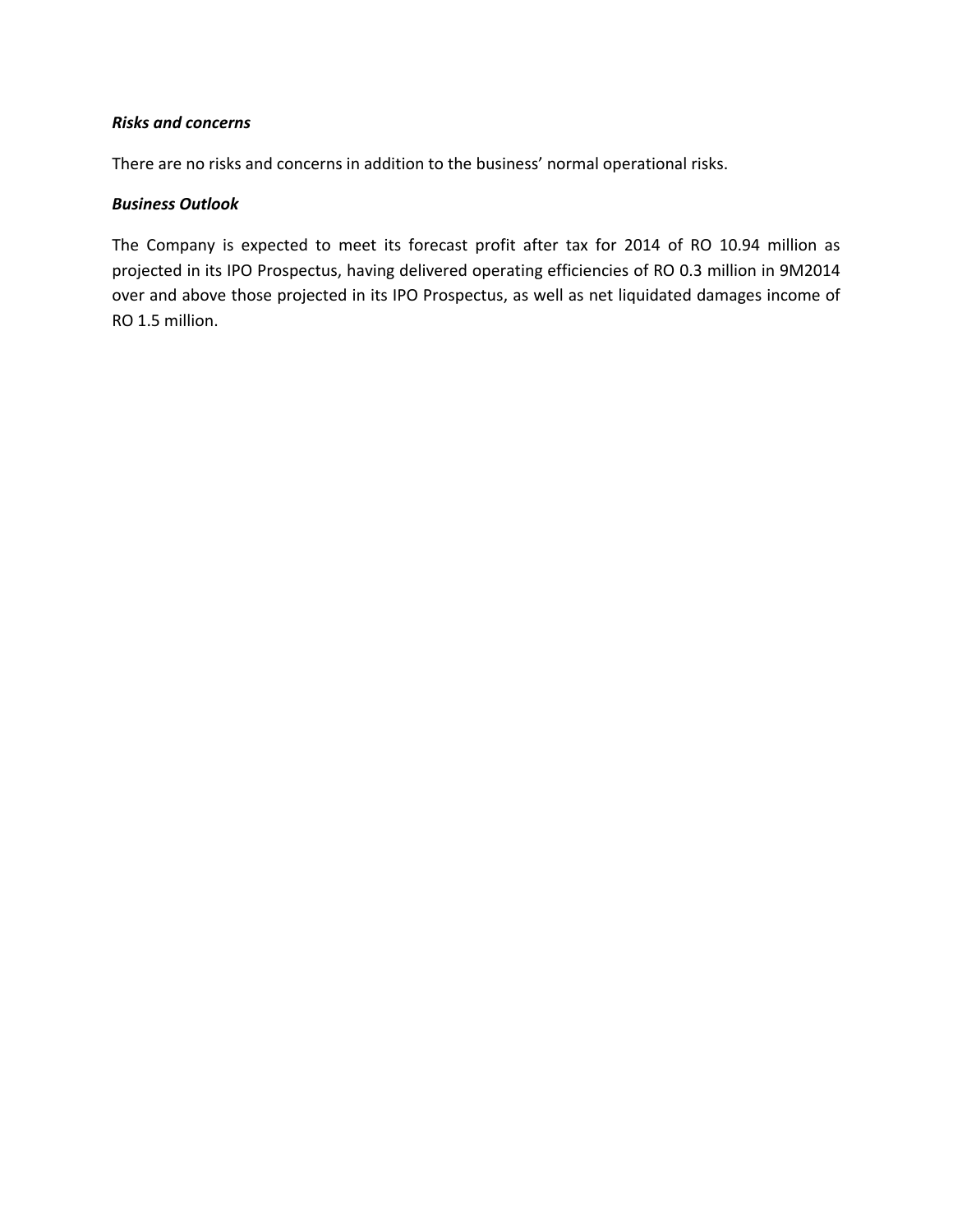***Risks and concerns***

There are no risks and concerns in addition to the business' normal operational risks.

***Business Outlook***

The Company is expected to meet its forecast profit after tax for 2014 of RO 10.94 million as projected in its IPO Prospectus, having delivered operating efficiencies of RO 0.3 million in 9M2014 over and above those projected in its IPO Prospectus, as well as net liquidated damages income of RO 1.5 million.